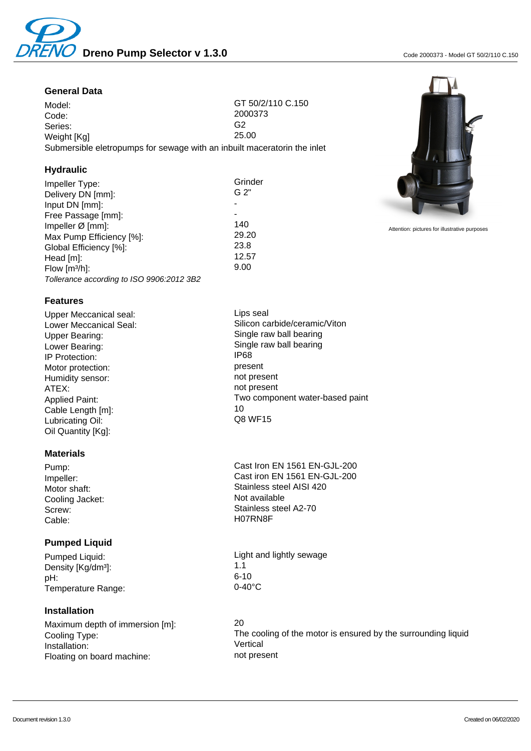## General Data

| | |
|---|---|
| Model: | GT 50/2/110 C.150 |
| Code: | 2000373 |
| Series: | G2 |
| Weight [Kg] | 25.00 |

Submersible eletropumps for sewage with an inbuilt maceratorin the inlet

## Hydraulic

| | |
|---|---|
| Impeller Type: | Grinder |
| Delivery DN [mm]: | G 2" |
| Input DN [mm]: | - |
| Free Passage [mm]: | - |
| Impeller Ø [mm]: | 140 |
| Max Pump Efficiency [%]: | 29.20 |
| Global Efficiency [%]: | 23.8 |
| Head [m]: | 12.57 |
| Flow [m³/h]: | 9.00 |

*Tollerance according to ISO 9906:2012 3B2*

Attention: pictures for illustrative purposes

## Features

| | |
|---|---|
| Upper Meccanical seal: | Lips seal |
| Lower Meccanical Seal: | Silicon carbide/ceramic/Viton |
| Upper Bearing: | Single raw ball bearing |
| Lower Bearing: | Single raw ball bearing |
| IP Protection: | IP68 |
| Motor protection: | present |
| Humidity sensor: | not present |
| ATEX: | not present |
| Applied Paint: | Two component water-based paint |
| Cable Length [m]: | 10 |
| Lubricating Oil: | Q8 WF15 |
| Oil Quantity [Kg]: | |

## Materials

| | |
|---|---|
| Pump: | Cast Iron EN 1561 EN-GJL-200 |
| Impeller: | Cast iron EN 1561 EN-GJL-200 |
| Motor shaft: | Stainless steel AISI 420 |
| Cooling Jacket: | Not available |
| Screw: | Stainless steel A2-70 |
| Cable: | H07RN8F |

## Pumped Liquid

| | |
|---|---|
| Pumped Liquid: | Light and lightly sewage |
| Density [Kg/dm³]: | 1.1 |
| pH: | 6-10 |
| Temperature Range: | 0-40°C |

## Installation

| | |
|---|---|
| Maximum depth of immersion [m]: | 20 |
| Cooling Type: | The cooling of the motor is ensured by the surrounding liquid |
| Installation: | Vertical |
| Floating on board machine: | not present |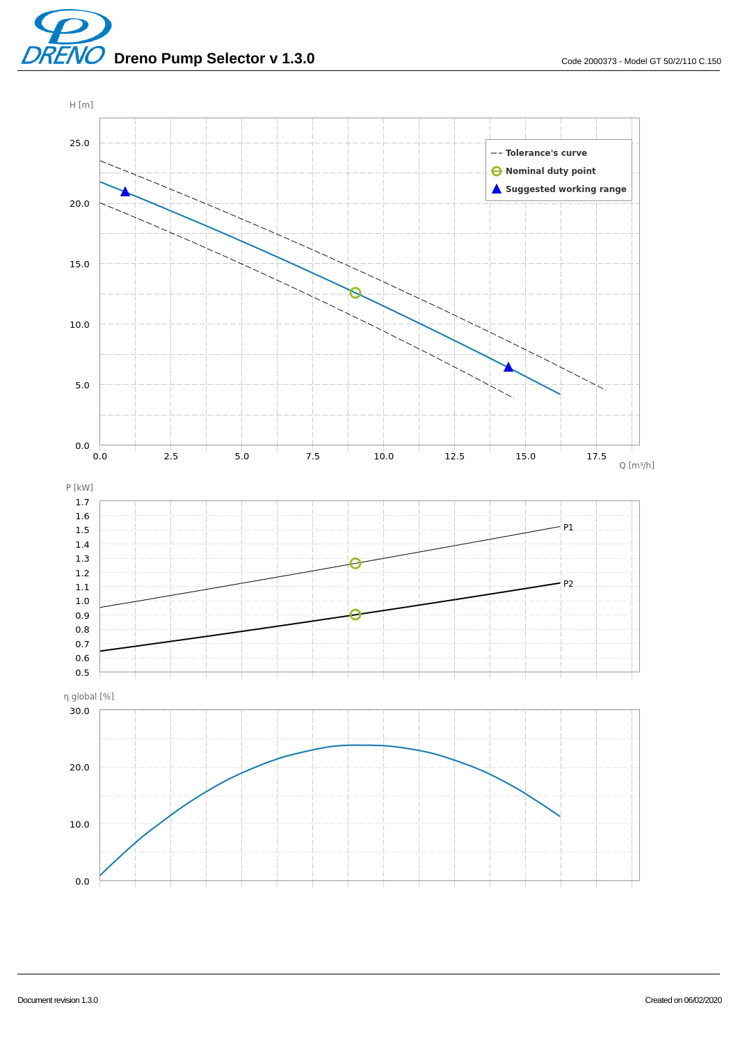# Dreno Pump Selector v 1.3.0

Code 2000373 - Model GT 50/2/110 C.150

H [m]

25.0
20.0
15.0
10.0
5.0
0.0

0.0 2.5 5.0 7.5 10.0 12.5 15.0 17.5

Q [m³/h]

- Tolerance's curve
- Nominal duty point
- Suggested working range

P [kW]

1.7
1.6
1.5
1.4
1.3
1.2
1.1
1.0
0.9
0.8
0.7
0.6
0.5

P1

P2

η global [%]

30.0
20.0
10.0
0.0

Document revision 1.3.0

Created on 06/02/2020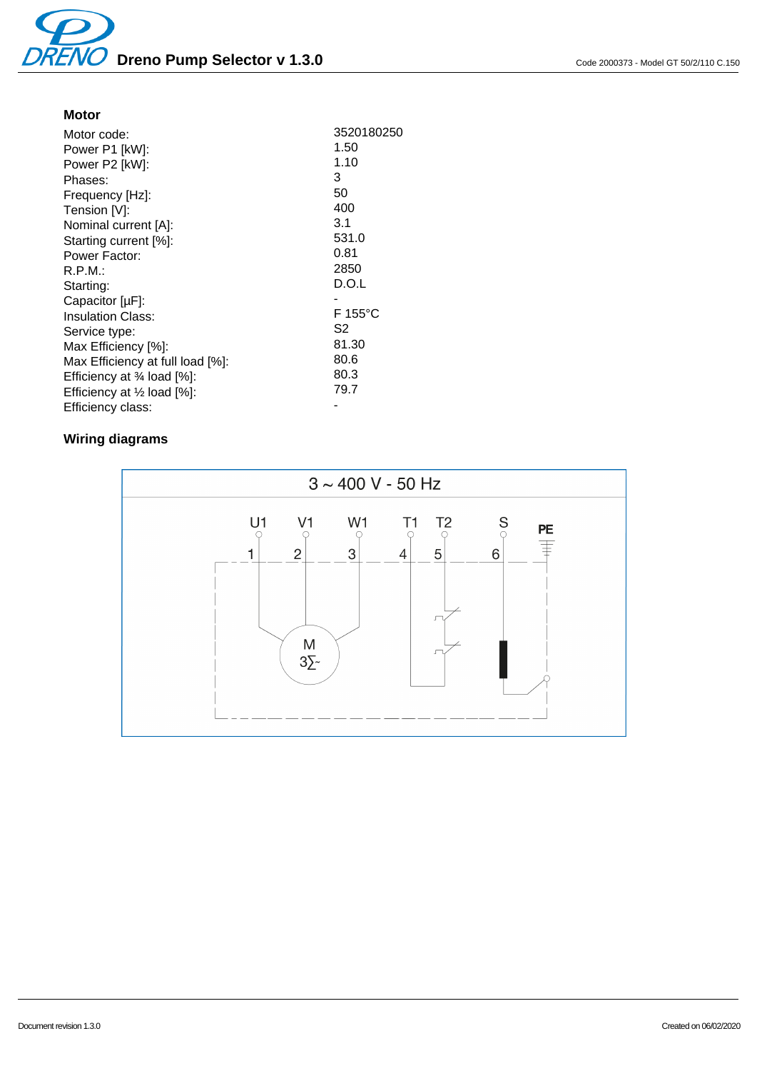## Motor

| | |
|---|---|
| Motor code: | 3520180250 |
| Power P1 [kW]: | 1.50 |
| Power P2 [kW]: | 1.10 |
| Phases: | 3 |
| Frequency [Hz]: | 50 |
| Tension [V]: | 400 |
| Nominal current [A]: | 3.1 |
| Starting current [%]: | 531.0 |
| Power Factor: | 0.81 |
| R.P.M.: | 2850 |
| Starting: | D.O.L |
| Capacitor [µF]: | - |
| Insulation Class: | F 155°C |
| Service type: | S2 |
| Max Efficiency [%]: | 81.30 |
| Max Efficiency at full load [%]: | 80.6 |
| Efficiency at ¾ load [%]: | 80.3 |
| Efficiency at ½ load [%]: | 79.7 |
| Efficiency class: | - |

## Wiring diagrams

3 ~ 400 V - 50 Hz

U1 V1 W1 T1 T2 S PE

1 2 3 4 5 6

M 3~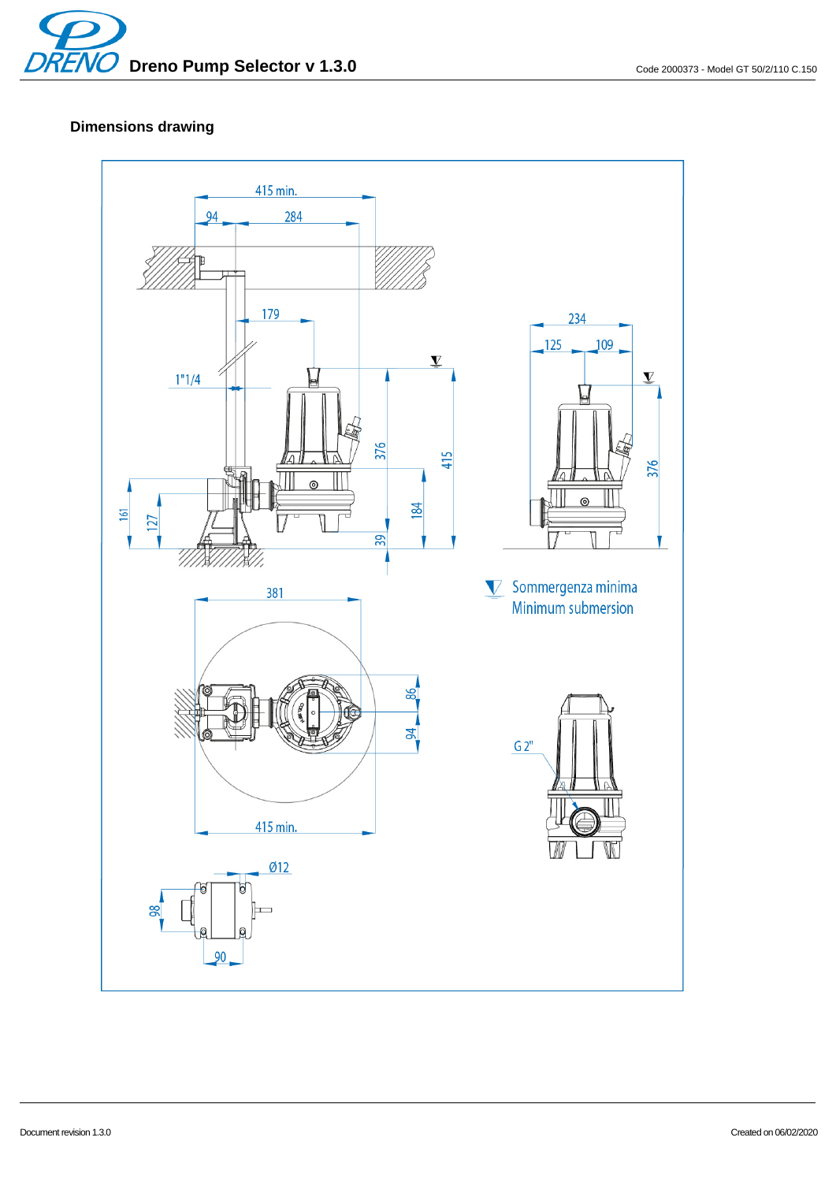## Dimensions drawing

415 min.
94
284
179
1"1/4
376
415
184
39
161
127
234
125
109
376
Sommergenza minima
Minimum submersion
381
86
94
415 min.
G 2"
Ø12
98
90